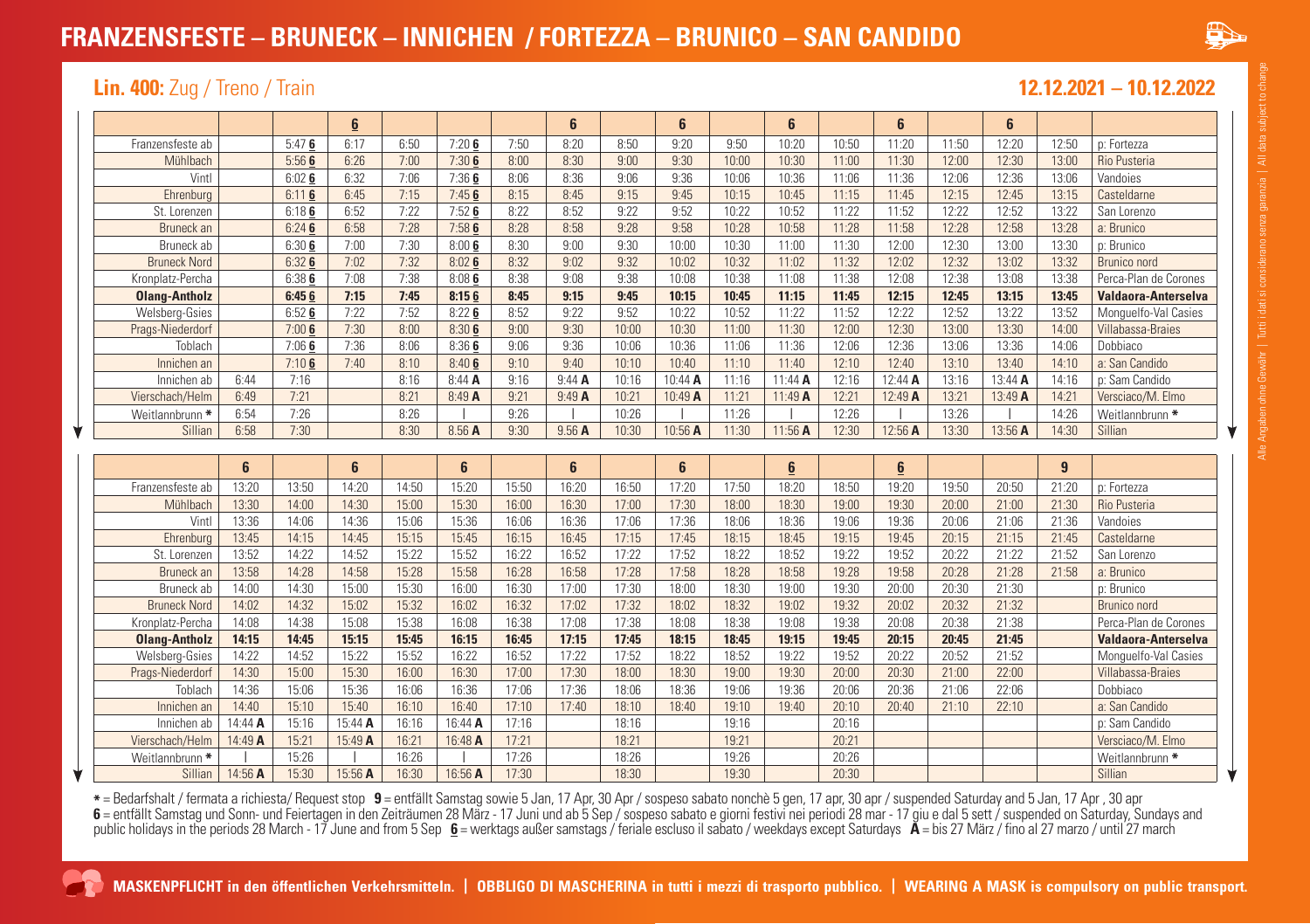# FRANZENSFESTE – BRUNECK – INNICHEN / FORTEZZA – BRUNICO – SAN CANDIDO

## Lin. 400: Zug / Treno / Train

**12.12.2021 – 10.12.2022**

| | | | 6̲ | | | | 6 | | 6 | | 6 | | 6 | | 6 | | |
|---|---|---|---|---|---|---|---|---|---|---|---|---|---|---|---|---|---|
| Franzensfeste ab | | 5:47 6̲ | 6:17 | 6:50 | 7:20 6̲ | 7:50 | 8:20 | 8:50 | 9:20 | 9:50 | 10:20 | 10:50 | 11:20 | 11:50 | 12:20 | 12:50 | p: Fortezza |
| Mühlbach | | 5:56 6̲ | 6:26 | 7:00 | 7:30 6̲ | 8:00 | 8:30 | 9:00 | 9:30 | 10:00 | 10:30 | 11:00 | 11:30 | 12:00 | 12:30 | 13:00 | Rio Pusteria |
| Vintl | | 6:02 6̲ | 6:32 | 7:06 | 7:36 6̲ | 8:06 | 8:36 | 9:06 | 9:36 | 10:06 | 10:36 | 11:06 | 11:36 | 12:06 | 12:36 | 13:06 | Vandoies |
| Ehrenburg | | 6:11 6̲ | 6:45 | 7:15 | 7:45 6̲ | 8:15 | 8:45 | 9:15 | 9:45 | 10:15 | 10:45 | 11:15 | 11:45 | 12:15 | 12:45 | 13:15 | Casteldarne |
| St. Lorenzen | | 6:18 6̲ | 6:52 | 7:22 | 7:52 6̲ | 8:22 | 8:52 | 9:22 | 9:52 | 10:22 | 10:52 | 11:22 | 11:52 | 12:22 | 12:52 | 13:22 | San Lorenzo |
| Bruneck an | | 6:24 6̲ | 6:58 | 7:28 | 7:58 6̲ | 8:28 | 8:58 | 9:28 | 9:58 | 10:28 | 10:58 | 11:28 | 11:58 | 12:28 | 12:58 | 13:28 | a: Brunico |
| Bruneck ab | | 6:30 6̲ | 7:00 | 7:30 | 8:00 6̲ | 8:30 | 9:00 | 9:30 | 10:00 | 10:30 | 11:00 | 11:30 | 12:00 | 12:30 | 13:00 | 13:30 | p: Brunico |
| Bruneck Nord | | 6:32 6̲ | 7:02 | 7:32 | 8:02 6̲ | 8:32 | 9:02 | 9:32 | 10:02 | 10:32 | 11:02 | 11:32 | 12:02 | 12:32 | 13:02 | 13:32 | Brunico nord |
| Kronplatz-Percha | | 6:38 6̲ | 7:08 | 7:38 | 8:08 6̲ | 8:38 | 9:08 | 9:38 | 10:08 | 10:38 | 11:08 | 11:38 | 12:08 | 12:38 | 13:08 | 13:38 | Perca-Plan de Corones |
| **Olang-Antholz** | | **6:45 6̲** | **7:15** | **7:45** | **8:15 6̲** | **8:45** | **9:15** | **9:45** | **10:15** | **10:45** | **11:15** | **11:45** | **12:15** | **12:45** | **13:15** | **13:45** | **Valdaora-Anterselva** |
| Welsberg-Gsies | | 6:52 6̲ | 7:22 | 7:52 | 8:22 6̲ | 8:52 | 9:22 | 9:52 | 10:22 | 10:52 | 11:22 | 11:52 | 12:22 | 12:52 | 13:22 | 13:52 | Monguelfo-Val Casies |
| Prags-Niederdorf | | 7:00 6̲ | 7:30 | 8:00 | 8:30 6̲ | 9:00 | 9:30 | 10:00 | 10:30 | 11:00 | 11:30 | 12:00 | 12:30 | 13:00 | 13:30 | 14:00 | Villabassa-Braies |
| Toblach | | 7:06 6̲ | 7:36 | 8:06 | 8:36 6̲ | 9:06 | 9:36 | 10:06 | 10:36 | 11:06 | 11:36 | 12:06 | 12:36 | 13:06 | 13:36 | 14:06 | Dobbiaco |
| Innichen an | | 7:10 6̲ | 7:40 | 8:10 | 8:40 6̲ | 9:10 | 9:40 | 10:10 | 10:40 | 11:10 | 11:40 | 12:10 | 12:40 | 13:10 | 13:40 | 14:10 | a: San Candido |
| Innichen ab | 6:44 | 7:16 | | 8:16 | 8:44 **A** | 9:16 | 9:44 **A** | 10:16 | 10:44 **A** | 11:16 | 11:44 **A** | 12:16 | 12:44 **A** | 13:16 | 13:44 **A** | 14:16 | p: Sam Candido |
| Vierschach/Helm | 6:49 | 7:21 | | 8:21 | 8:49 **A** | 9:21 | 9:49 **A** | 10:21 | 10:49 **A** | 11:21 | 11:49 **A** | 12:21 | 12:49 **A** | 13:21 | 13:49 **A** | 14:21 | Versciaco/M. Elmo |
| Weitlannbrunn * | 6:54 | 7:26 | | 8:26 | \| | 9:26 | \| | 10:26 | \| | 11:26 | \| | 12:26 | \| | 13:26 | \| | 14:26 | Weitlannbrunn * |
| Sillian | 6:58 | 7:30 | | 8:30 | 8:56 **A** | 9:30 | 9:56 **A** | 10:30 | 10:56 **A** | 11:30 | 11:56 **A** | 12:30 | 12:56 **A** | 13:30 | 13:56 **A** | 14:30 | Sillian |

| | 6 | | 6 | | 6 | | 6 | | 6 | | 6̲ | | 6̲ | | | 9 | |
|---|---|---|---|---|---|---|---|---|---|---|---|---|---|---|---|---|---|
| Franzensfeste ab | 13:20 | 13:50 | 14:20 | 14:50 | 15:20 | 15:50 | 16:20 | 16:50 | 17:20 | 17:50 | 18:20 | 18:50 | 19:20 | 19:50 | 20:50 | 21:20 | p: Fortezza |
| Mühlbach | 13:30 | 14:00 | 14:30 | 15:00 | 15:30 | 16:00 | 16:30 | 17:00 | 17:30 | 18:00 | 18:30 | 19:00 | 19:30 | 20:00 | 21:00 | 21:30 | Rio Pusteria |
| Vintl | 13:36 | 14:06 | 14:36 | 15:06 | 15:36 | 16:06 | 16:36 | 17:06 | 17:36 | 18:06 | 18:36 | 19:06 | 19:36 | 20:06 | 21:06 | 21:36 | Vandoies |
| Ehrenburg | 13:45 | 14:15 | 14:45 | 15:15 | 15:45 | 16:15 | 16:45 | 17:15 | 17:45 | 18:15 | 18:45 | 19:15 | 19:45 | 20:15 | 21:15 | 21:45 | Casteldarne |
| St. Lorenzen | 13:52 | 14:22 | 14:52 | 15:22 | 15:52 | 16:22 | 16:52 | 17:22 | 17:52 | 18:22 | 18:52 | 19:22 | 19:52 | 20:22 | 21:22 | 21:52 | San Lorenzo |
| Bruneck an | 13:58 | 14:28 | 14:58 | 15:28 | 15:58 | 16:28 | 16:58 | 17:28 | 17:58 | 18:28 | 18:58 | 19:28 | 19:58 | 20:28 | 21:28 | 21:58 | a: Brunico |
| Bruneck ab | 14:00 | 14:30 | 15:00 | 15:30 | 16:00 | 16:30 | 17:00 | 17:30 | 18:00 | 18:30 | 19:00 | 19:30 | 20:00 | 20:30 | 21:30 | | p: Brunico |
| Bruneck Nord | 14:02 | 14:32 | 15:02 | 15:32 | 16:02 | 16:32 | 17:02 | 17:32 | 18:02 | 18:32 | 19:02 | 19:32 | 20:02 | 20:32 | 21:32 | | Brunico nord |
| Kronplatz-Percha | 14:08 | 14:38 | 15:08 | 15:38 | 16:08 | 16:38 | 17:08 | 17:38 | 18:08 | 18:38 | 19:08 | 19:38 | 20:08 | 20:38 | 21:38 | | Perca-Plan de Corones |
| **Olang-Antholz** | **14:15** | **14:45** | **15:15** | **15:45** | **16:15** | **16:45** | **17:15** | **17:45** | **18:15** | **18:45** | **19:15** | **19:45** | **20:15** | **20:45** | **21:45** | | **Valdaora-Anterselva** |
| Welsberg-Gsies | 14:22 | 14:52 | 15:22 | 15:52 | 16:22 | 16:52 | 17:22 | 17:52 | 18:22 | 18:52 | 19:22 | 19:52 | 20:22 | 20:52 | 21:52 | | Monguelfo-Val Casies |
| Prags-Niederdorf | 14:30 | 15:00 | 15:30 | 16:00 | 16:30 | 17:00 | 17:30 | 18:00 | 18:30 | 19:00 | 19:30 | 20:00 | 20:30 | 21:00 | 22:00 | | Villabassa-Braies |
| Toblach | 14:36 | 15:06 | 15:36 | 16:06 | 16:36 | 17:06 | 17:36 | 18:06 | 18:36 | 19:06 | 19:36 | 20:06 | 20:36 | 21:06 | 22:06 | | Dobbiaco |
| Innichen an | 14:40 | 15:10 | 15:40 | 16:10 | 16:40 | 17:10 | 17:40 | 18:10 | 18:40 | 19:10 | 19:40 | 20:10 | 20:40 | 21:10 | 22:10 | | a: San Candido |
| Innichen ab | 14:44 **A** | 15:16 | 15:44 **A** | 16:16 | 16:44 **A** | 17:16 | | 18:16 | | 19:16 | | 20:16 | | | | | p: Sam Candido |
| Vierschach/Helm | 14:49 **A** | 15:21 | 15:49 **A** | 16:21 | 16:48 **A** | 17:21 | | 18:21 | | 19:21 | | 20:21 | | | | | Versciaco/M. Elmo |
| Weitlannbrunn * | \| | 15:26 | \| | 16:26 | \| | 17:26 | | 18:26 | | 19:26 | | 20:26 | | | | | Weitlannbrunn * |
| Sillian | 14:56 **A** | 15:30 | 15:56 **A** | 16:30 | 16:56 **A** | 17:30 | | 18:30 | | 19:30 | | 20:30 | | | | | Sillian |

* = Bedarfshalt / fermata a richiesta/ Request stop **9** = entfällt Samstag sowie 5 Jan, 17 Apr, 30 Apr / sospeso sabato nonchè 5 gen, 17 apr, 30 apr / suspended Saturday and 5 Jan, 17 Apr , 30 apr
**6** = entfällt Samstag und Sonn- und Feiertagen in den Zeiträumen 28 März - 17 Juni und ab 5 Sep / sospeso sabato e giorni festivi nei periodi 28 mar - 17 giu e dal 5 sett / suspended on Saturday, Sundays and public holidays in the periods 28 March - 17 June and from 5 Sep **6̲** = werktags außer samstags / feriale escluso il sabato / weekdays except Saturdays **A** = bis 27 März / fino al 27 marzo / until 27 march

**MASKENPFLICHT in den öffentlichen Verkehrsmitteln. | OBBLIGO DI MASCHERINA in tutti i mezzi di trasporto pubblico. | WEARING A MASK is compulsory on public transport.**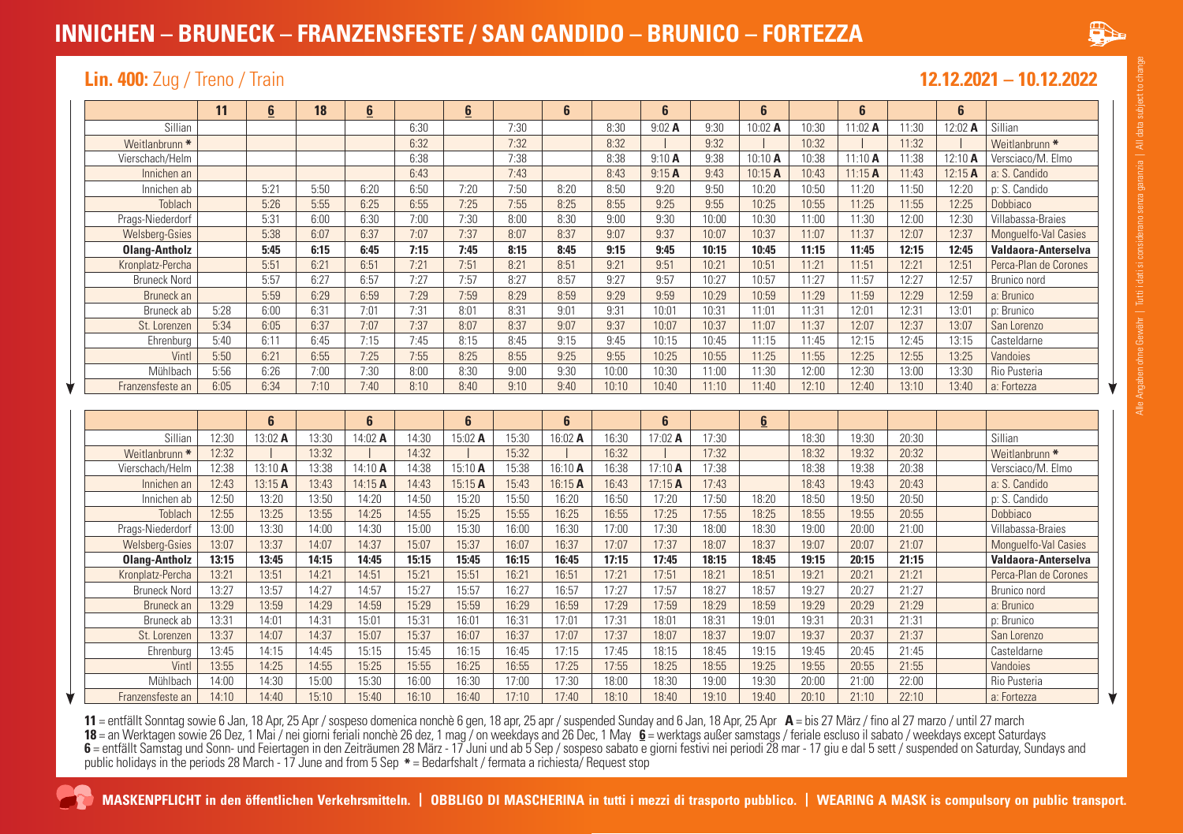# INNICHEN – BRUNECK – FRANZENSFESTE / SAN CANDIDO – BRUNICO – FORTEZZA

## Lin. 400: Zug / Treno / Train

**12.12.2021 – 10.12.2022**

| | 11 | 6 | 18 | 6 | | 6 | | 6 | | 6 | | 6 | | 6 | | 6 | |
|---|---|---|---|---|---|---|---|---|---|---|---|---|---|---|---|---|---|
| Sillian | | | | | 6:30 | | 7:30 | | 8:30 | 9:02 **A** | 9:30 | 10:02 **A** | 10:30 | 11:02 **A** | 11:30 | 12:02 **A** | Sillian |
| Weitlanbrunn * | | | | | 6:32 | | 7:32 | | 8:32 | \| | 9:32 | \| | 10:32 | \| | 11:32 | \| | Weitlanbrunn * |
| Vierschach/Helm | | | | | 6:38 | | 7:38 | | 8:38 | 9:10 **A** | 9:38 | 10:10 **A** | 10:38 | 11:10 **A** | 11:38 | 12:10 **A** | Versciaco/M. Elmo |
| Innichen an | | | | | 6:43 | | 7:43 | | 8:43 | 9:15 **A** | 9:43 | 10:15 **A** | 10:43 | 11:15 **A** | 11:43 | 12:15 **A** | a: S. Candido |
| Innichen ab | | 5:21 | 5:50 | 6:20 | 6:50 | 7:20 | 7:50 | 8:20 | 8:50 | 9:20 | 9:50 | 10:20 | 10:50 | 11:20 | 11:50 | 12:20 | p: S. Candido |
| Toblach | | 5:26 | 5:55 | 6:25 | 6:55 | 7:25 | 7:55 | 8:25 | 8:55 | 9:25 | 9:55 | 10:25 | 10:55 | 11:25 | 11:55 | 12:25 | Dobbiaco |
| Prags-Niederdorf | | 5:31 | 6:00 | 6:30 | 7:00 | 7:30 | 8:00 | 8:30 | 9:00 | 9:30 | 10:00 | 10:30 | 11:00 | 11:30 | 12:00 | 12:30 | Villabassa-Braies |
| Welsberg-Gsies | | 5:38 | 6:07 | 6:37 | 7:07 | 7:37 | 8:07 | 8:37 | 9:07 | 9:37 | 10:07 | 10:37 | 11:07 | 11:37 | 12:07 | 12:37 | Monguelfo-Val Casies |
| **Olang-Antholz** | | **5:45** | **6:15** | **6:45** | **7:15** | **7:45** | **8:15** | **8:45** | **9:15** | **9:45** | **10:15** | **10:45** | **11:15** | **11:45** | **12:15** | **12:45** | **Valdaora-Anterselva** |
| Kronplatz-Percha | | 5:51 | 6:21 | 6:51 | 7:21 | 7:51 | 8:21 | 8:51 | 9:21 | 9:51 | 10:21 | 10:51 | 11:21 | 11:51 | 12:21 | 12:51 | Perca-Plan de Corones |
| Bruneck Nord | | 5:57 | 6:27 | 6:57 | 7:27 | 7:57 | 8:27 | 8:57 | 9:27 | 9:57 | 10:27 | 10:57 | 11:27 | 11:57 | 12:27 | 12:57 | Brunico nord |
| Bruneck an | | 5:59 | 6:29 | 6:59 | 7:29 | 7:59 | 8:29 | 8:59 | 9:29 | 9:59 | 10:29 | 10:59 | 11:29 | 11:59 | 12:29 | 12:59 | a: Brunico |
| Bruneck ab | 5:28 | 6:00 | 6:31 | 7:01 | 7:31 | 8:01 | 8:31 | 9:01 | 9:31 | 10:01 | 10:31 | 11:01 | 11:31 | 12:01 | 12:31 | 13:01 | p: Brunico |
| St. Lorenzen | 5:34 | 6:05 | 6:37 | 7:07 | 7:37 | 8:07 | 8:37 | 9:07 | 9:37 | 10:07 | 10:37 | 11:07 | 11:37 | 12:07 | 12:37 | 13:07 | San Lorenzo |
| Ehrenburg | 5:40 | 6:11 | 6:45 | 7:15 | 7:45 | 8:15 | 8:45 | 9:15 | 9:45 | 10:15 | 10:45 | 11:15 | 11:45 | 12:15 | 12:45 | 13:15 | Casteldarne |
| Vintl | 5:50 | 6:21 | 6:55 | 7:25 | 7:55 | 8:25 | 8:55 | 9:25 | 9:55 | 10:25 | 10:55 | 11:25 | 11:55 | 12:25 | 12:55 | 13:25 | Vandoies |
| Mühlbach | 5:56 | 6:26 | 7:00 | 7:30 | 8:00 | 8:30 | 9:00 | 9:30 | 10:00 | 10:30 | 11:00 | 11:30 | 12:00 | 12:30 | 13:00 | 13:30 | Rio Pusteria |
| Franzensfeste an | 6:05 | 6:34 | 7:10 | 7:40 | 8:10 | 8:40 | 9:10 | 9:40 | 10:10 | 10:40 | 11:10 | 11:40 | 12:10 | 12:40 | 13:10 | 13:40 | a: Fortezza |

| | | 6 | | 6 | | 6 | | 6 | | 6 | | 6 | | | | | |
|---|---|---|---|---|---|---|---|---|---|---|---|---|---|---|---|---|---|
| Sillian | 12:30 | 13:02 **A** | 13:30 | 14:02 **A** | 14:30 | 15:02 **A** | 15:30 | 16:02 **A** | 16:30 | 17:02 **A** | 17:30 | | 18:30 | 19:30 | 20:30 | | Sillian |
| Weitlanbrunn * | 12:32 | \| | 13:32 | \| | 14:32 | \| | 15:32 | \| | 16:32 | \| | 17:32 | | 18:32 | 19:32 | 20:32 | | Weitlanbrunn * |
| Vierschach/Helm | 12:38 | 13:10 **A** | 13:38 | 14:10 **A** | 14:38 | 15:10 **A** | 15:38 | 16:10 **A** | 16:38 | 17:10 **A** | 17:38 | | 18:38 | 19:38 | 20:38 | | Versciaco/M. Elmo |
| Innichen an | 12:43 | 13:15 **A** | 13:43 | 14:15 **A** | 14:43 | 15:15 **A** | 15:43 | 16:15 **A** | 16:43 | 17:15 **A** | 17:43 | | 18:43 | 19:43 | 20:43 | | a: S. Candido |
| Innichen ab | 12:50 | 13:20 | 13:50 | 14:20 | 14:50 | 15:20 | 15:50 | 16:20 | 16:50 | 17:20 | 17:50 | 18:20 | 18:50 | 19:50 | 20:50 | | p: S. Candido |
| Toblach | 12:55 | 13:25 | 13:55 | 14:25 | 14:55 | 15:25 | 15:55 | 16:25 | 16:55 | 17:25 | 17:55 | 18:25 | 18:55 | 19:55 | 20:55 | | Dobbiaco |
| Prags-Niederdorf | 13:00 | 13:30 | 14:00 | 14:30 | 15:00 | 15:30 | 16:00 | 16:30 | 17:00 | 17:30 | 18:00 | 18:30 | 19:00 | 20:00 | 21:00 | | Villabassa-Braies |
| Welsberg-Gsies | 13:07 | 13:37 | 14:07 | 14:37 | 15:07 | 15:37 | 16:07 | 16:37 | 17:07 | 17:37 | 18:07 | 18:37 | 19:07 | 20:07 | 21:07 | | Monguelfo-Val Casies |
| **Olang-Antholz** | **13:15** | **13:45** | **14:15** | **14:45** | **15:15** | **15:45** | **16:15** | **16:45** | **17:15** | **17:45** | **18:15** | **18:45** | **19:15** | **20:15** | **21:15** | | **Valdaora-Anterselva** |
| Kronplatz-Percha | 13:21 | 13:51 | 14:21 | 14:51 | 15:21 | 15:51 | 16:21 | 16:51 | 17:21 | 17:51 | 18:21 | 18:51 | 19:21 | 20:21 | 21:21 | | Perca-Plan de Corones |
| Bruneck Nord | 13:27 | 13:57 | 14:27 | 14:57 | 15:27 | 15:57 | 16:27 | 16:57 | 17:27 | 17:57 | 18:27 | 18:57 | 19:27 | 20:27 | 21:27 | | Brunico nord |
| Bruneck an | 13:29 | 13:59 | 14:29 | 14:59 | 15:29 | 15:59 | 16:29 | 16:59 | 17:29 | 17:59 | 18:29 | 18:59 | 19:29 | 20:29 | 21:29 | | a: Brunico |
| Bruneck ab | 13:31 | 14:01 | 14:31 | 15:01 | 15:31 | 16:01 | 16:31 | 17:01 | 17:31 | 18:01 | 18:31 | 19:01 | 19:31 | 20:31 | 21:31 | | p: Brunico |
| St. Lorenzen | 13:37 | 14:07 | 14:37 | 15:07 | 15:37 | 16:07 | 16:37 | 17:07 | 17:37 | 18:07 | 18:37 | 19:07 | 19:37 | 20:37 | 21:37 | | San Lorenzo |
| Ehrenburg | 13:45 | 14:15 | 14:45 | 15:15 | 15:45 | 16:15 | 16:45 | 17:15 | 17:45 | 18:15 | 18:45 | 19:15 | 19:45 | 20:45 | 21:45 | | Casteldarne |
| Vintl | 13:55 | 14:25 | 14:55 | 15:25 | 15:55 | 16:25 | 16:55 | 17:25 | 17:55 | 18:25 | 18:55 | 19:25 | 19:55 | 20:55 | 21:55 | | Vandoies |
| Mühlbach | 14:00 | 14:30 | 15:00 | 15:30 | 16:00 | 16:30 | 17:00 | 17:30 | 18:00 | 18:30 | 19:00 | 19:30 | 20:00 | 21:00 | 22:00 | | Rio Pusteria |
| Franzensfeste an | 14:10 | 14:40 | 15:10 | 15:40 | 16:10 | 16:40 | 17:10 | 17:40 | 18:10 | 18:40 | 19:10 | 19:40 | 20:10 | 21:10 | 22:10 | | a: Fortezza |

**11** = entfällt Sonntag sowie 6 Jan, 18 Apr, 25 Apr / sospeso domenica nonchè 6 gen, 18 apr, 25 apr / suspended Sunday and 6 Jan, 18 Apr, 25 Apr **A** = bis 27 März / fino al 27 marzo / until 27 march
**18** = an Werktagen sowie 26 Dez, 1 Mai / nei giorni feriali nonchè 26 dez, 1 mag / on weekdays and 26 Dec, 1 May **6** = werktags außer samstags / feriale escluso il sabato / weekdays except Saturdays
**6** = entfällt Samstag und Sonn- und Feiertagen in den Zeiträumen 28 März - 17 Juni und ab 5 Sep / sospeso sabato e giorni festivi nei periodi 28 mar - 17 giu e dal 5 sett / suspended on Saturday, Sundays and public holidays in the periods 28 March - 17 June and from 5 Sep * = Bedarfshalt / fermata a richiesta/ Request stop

**MASKENPFLICHT in den öffentlichen Verkehrsmitteln. | OBBLIGO DI MASCHERINA in tutti i mezzi di trasporto pubblico. | WEARING A MASK is compulsory on public transport.**

Alle Angaben ohne Gewähr | Tutti i dati si considerano senza garanzia | All data subject to change